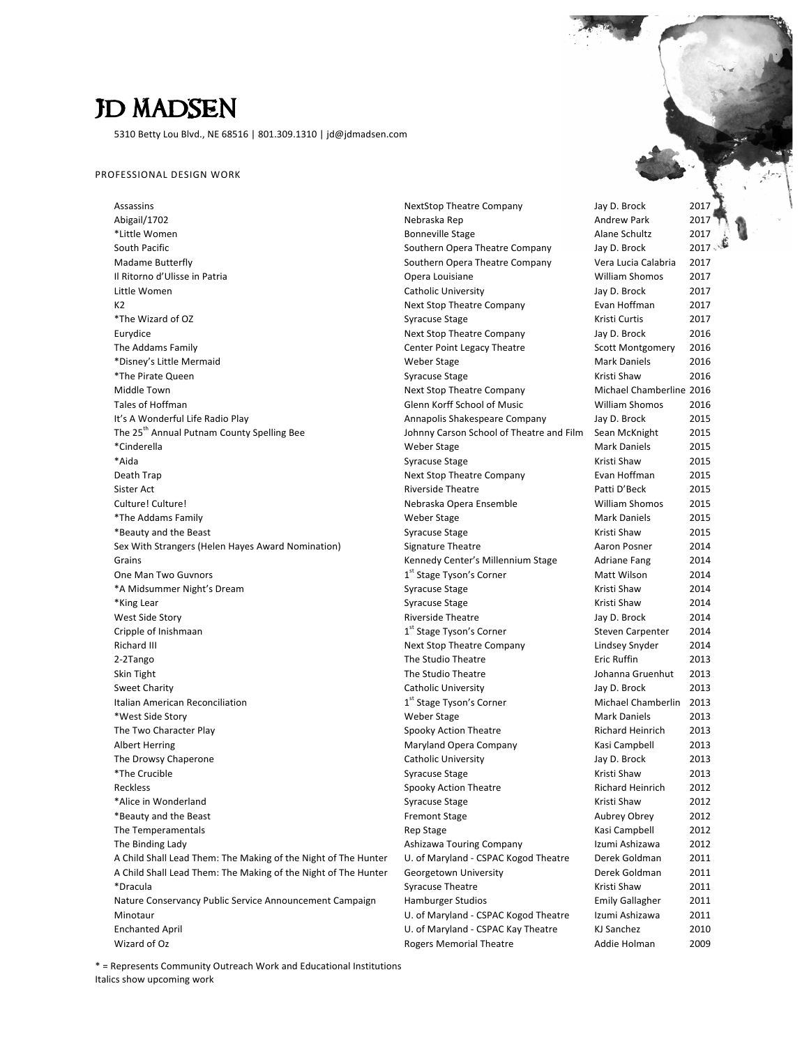# JD MADSEN

5310 Betty Lou Blvd., NE 68516 | 801.309.1310 | jd@jdmadsen.com

## PROFESSIONAL DESIGN WORK

| Production | Company | Director | Year |
|---|---|---|---|
| Assassins | NextStop Theatre Company | Jay D. Brock | 2017 |
| Abigail/1702 | Nebraska Rep | Andrew Park | 2017 |
| *Little Women | Bonneville Stage | Alane Schultz | 2017 |
| South Pacific | Southern Opera Theatre Company | Jay D. Brock | 2017 |
| Madame Butterfly | Southern Opera Theatre Company | Vera Lucia Calabria | 2017 |
| Il Ritorno d'Ulisse in Patria | Opera Louisiane | William Shomos | 2017 |
| Little Women | Catholic University | Jay D. Brock | 2017 |
| K2 | Next Stop Theatre Company | Evan Hoffman | 2017 |
| *The Wizard of OZ | Syracuse Stage | Kristi Curtis | 2017 |
| Eurydice | Next Stop Theatre Company | Jay D. Brock | 2016 |
| The Addams Family | Center Point Legacy Theatre | Scott Montgomery | 2016 |
| *Disney's Little Mermaid | Weber Stage | Mark Daniels | 2016 |
| *The Pirate Queen | Syracuse Stage | Kristi Shaw | 2016 |
| Middle Town | Next Stop Theatre Company | Michael Chamberline | 2016 |
| Tales of Hoffman | Glenn Korff School of Music | William Shomos | 2016 |
| It's A Wonderful Life Radio Play | Annapolis Shakespeare Company | Jay D. Brock | 2015 |
| The 25th Annual Putnam County Spelling Bee | Johnny Carson School of Theatre and Film | Sean McKnight | 2015 |
| *Cinderella | Weber Stage | Mark Daniels | 2015 |
| *Aida | Syracuse Stage | Kristi Shaw | 2015 |
| Death Trap | Next Stop Theatre Company | Evan Hoffman | 2015 |
| Sister Act | Riverside Theatre | Patti D'Beck | 2015 |
| Culture! Culture! | Nebraska Opera Ensemble | William Shomos | 2015 |
| *The Addams Family | Weber Stage | Mark Daniels | 2015 |
| *Beauty and the Beast | Syracuse Stage | Kristi Shaw | 2015 |
| Sex With Strangers (Helen Hayes Award Nomination) | Signature Theatre | Aaron Posner | 2014 |
| Grains | Kennedy Center's Millennium Stage | Adriane Fang | 2014 |
| One Man Two Guvnors | 1st Stage Tyson's Corner | Matt Wilson | 2014 |
| *A Midsummer Night's Dream | Syracuse Stage | Kristi Shaw | 2014 |
| *King Lear | Syracuse Stage | Kristi Shaw | 2014 |
| West Side Story | Riverside Theatre | Jay D. Brock | 2014 |
| Cripple of Inishmaan | 1st Stage Tyson's Corner | Steven Carpenter | 2014 |
| Richard III | Next Stop Theatre Company | Lindsey Snyder | 2014 |
| 2-2Tango | The Studio Theatre | Eric Ruffin | 2013 |
| Skin Tight | The Studio Theatre | Johanna Gruenhut | 2013 |
| Sweet Charity | Catholic University | Jay D. Brock | 2013 |
| Italian American Reconciliation | 1st Stage Tyson's Corner | Michael Chamberlin | 2013 |
| *West Side Story | Weber Stage | Mark Daniels | 2013 |
| The Two Character Play | Spooky Action Theatre | Richard Heinrich | 2013 |
| Albert Herring | Maryland Opera Company | Kasi Campbell | 2013 |
| The Drowsy Chaperone | Catholic University | Jay D. Brock | 2013 |
| *The Crucible | Syracuse Stage | Kristi Shaw | 2013 |
| Reckless | Spooky Action Theatre | Richard Heinrich | 2012 |
| *Alice in Wonderland | Syracuse Stage | Kristi Shaw | 2012 |
| *Beauty and the Beast | Fremont Stage | Aubrey Obrey | 2012 |
| The Temperamentals | Rep Stage | Kasi Campbell | 2012 |
| The Binding Lady | Ashizawa Touring Company | Izumi Ashizawa | 2012 |
| A Child Shall Lead Them: The Making of the Night of The Hunter | U. of Maryland - CSPAC Kogod Theatre | Derek Goldman | 2011 |
| A Child Shall Lead Them: The Making of the Night of The Hunter | Georgetown University | Derek Goldman | 2011 |
| *Dracula | Syracuse Theatre | Kristi Shaw | 2011 |
| Nature Conservancy Public Service Announcement Campaign | Hamburger Studios | Emily Gallagher | 2011 |
| Minotaur | U. of Maryland - CSPAC Kogod Theatre | Izumi Ashizawa | 2011 |
| Enchanted April | U. of Maryland - CSPAC Kay Theatre | KJ Sanchez | 2010 |
| Wizard of Oz | Rogers Memorial Theatre | Addie Holman | 2009 |

* = Represents Community Outreach Work and Educational Institutions
Italics show upcoming work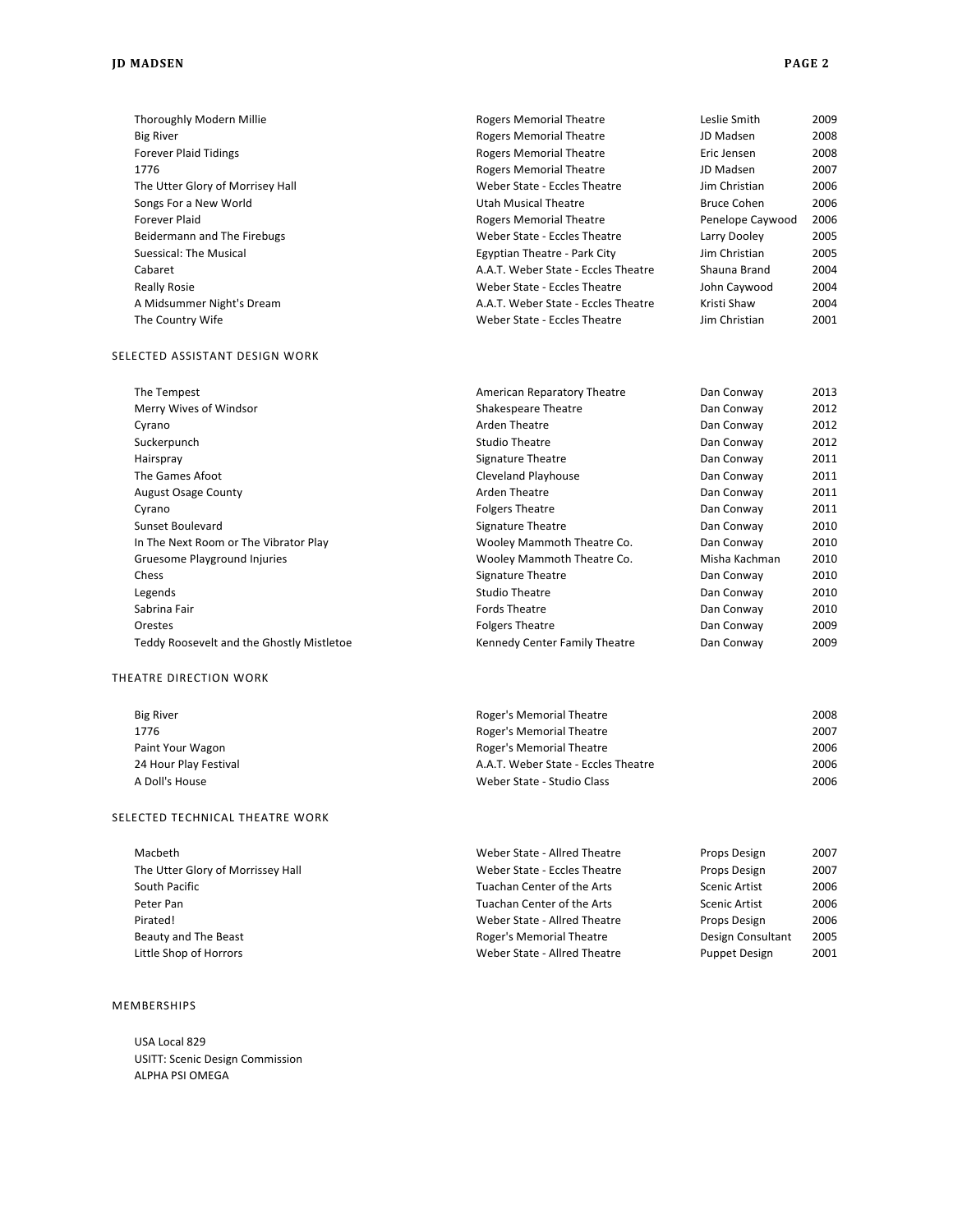| | | | |
|---|---|---|---|
| Thoroughly Modern Millie | Rogers Memorial Theatre | Leslie Smith | 2009 |
| Big River | Rogers Memorial Theatre | JD Madsen | 2008 |
| Forever Plaid Tidings | Rogers Memorial Theatre | Eric Jensen | 2008 |
| 1776 | Rogers Memorial Theatre | JD Madsen | 2007 |
| The Utter Glory of Morrisey Hall | Weber State - Eccles Theatre | Jim Christian | 2006 |
| Songs For a New World | Utah Musical Theatre | Bruce Cohen | 2006 |
| Forever Plaid | Rogers Memorial Theatre | Penelope Caywood | 2006 |
| Beidermann and The Firebugs | Weber State - Eccles Theatre | Larry Dooley | 2005 |
| Suessical: The Musical | Egyptian Theatre - Park City | Jim Christian | 2005 |
| Cabaret | A.A.T. Weber State - Eccles Theatre | Shauna Brand | 2004 |
| Really Rosie | Weber State - Eccles Theatre | John Caywood | 2004 |
| A Midsummer Night's Dream | A.A.T. Weber State - Eccles Theatre | Kristi Shaw | 2004 |
| The Country Wife | Weber State - Eccles Theatre | Jim Christian | 2001 |

## SELECTED ASSISTANT DESIGN WORK

| | | | |
|---|---|---|---|
| The Tempest | American Reparatory Theatre | Dan Conway | 2013 |
| Merry Wives of Windsor | Shakespeare Theatre | Dan Conway | 2012 |
| Cyrano | Arden Theatre | Dan Conway | 2012 |
| Suckerpunch | Studio Theatre | Dan Conway | 2012 |
| Hairspray | Signature Theatre | Dan Conway | 2011 |
| The Games Afoot | Cleveland Playhouse | Dan Conway | 2011 |
| August Osage County | Arden Theatre | Dan Conway | 2011 |
| Cyrano | Folgers Theatre | Dan Conway | 2011 |
| Sunset Boulevard | Signature Theatre | Dan Conway | 2010 |
| In The Next Room or The Vibrator Play | Wooley Mammoth Theatre Co. | Dan Conway | 2010 |
| Gruesome Playground Injuries | Wooley Mammoth Theatre Co. | Misha Kachman | 2010 |
| Chess | Signature Theatre | Dan Conway | 2010 |
| Legends | Studio Theatre | Dan Conway | 2010 |
| Sabrina Fair | Fords Theatre | Dan Conway | 2010 |
| Orestes | Folgers Theatre | Dan Conway | 2009 |
| Teddy Roosevelt and the Ghostly Mistletoe | Kennedy Center Family Theatre | Dan Conway | 2009 |

## THEATRE DIRECTION WORK

| | | |
|---|---|---|
| Big River | Roger's Memorial Theatre | 2008 |
| 1776 | Roger's Memorial Theatre | 2007 |
| Paint Your Wagon | Roger's Memorial Theatre | 2006 |
| 24 Hour Play Festival | A.A.T. Weber State - Eccles Theatre | 2006 |
| A Doll's House | Weber State - Studio Class | 2006 |

## SELECTED TECHNICAL THEATRE WORK

| | | | |
|---|---|---|---|
| Macbeth | Weber State - Allred Theatre | Props Design | 2007 |
| The Utter Glory of Morrissey Hall | Weber State - Eccles Theatre | Props Design | 2007 |
| South Pacific | Tuachan Center of the Arts | Scenic Artist | 2006 |
| Peter Pan | Tuachan Center of the Arts | Scenic Artist | 2006 |
| Pirated! | Weber State - Allred Theatre | Props Design | 2006 |
| Beauty and The Beast | Roger's Memorial Theatre | Design Consultant | 2005 |
| Little Shop of Horrors | Weber State - Allred Theatre | Puppet Design | 2001 |

## MEMBERSHIPS

USA Local 829
USITT: Scenic Design Commission
ALPHA PSI OMEGA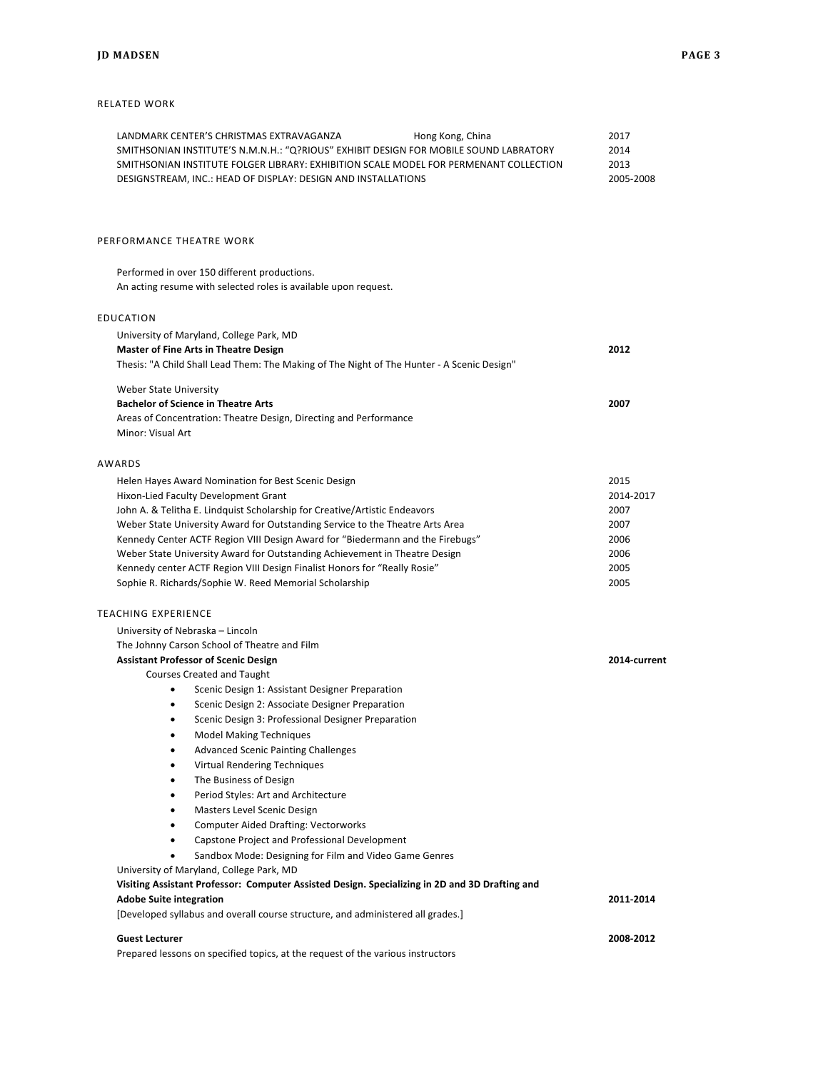## RELATED WORK

| | | |
|---|---|---|
| LANDMARK CENTER'S CHRISTMAS EXTRAVAGANZA | Hong Kong, China | 2017 |
| SMITHSONIAN INSTITUTE'S N.M.N.H.: "Q?RIOUS" EXHIBIT DESIGN FOR MOBILE SOUND LABRATORY | | 2014 |
| SMITHSONIAN INSTITUTE FOLGER LIBRARY: EXHIBITION SCALE MODEL FOR PERMENANT COLLECTION | | 2013 |
| DESIGNSTREAM, INC.: HEAD OF DISPLAY: DESIGN AND INSTALLATIONS | | 2005-2008 |

## PERFORMANCE THEATRE WORK

Performed in over 150 different productions.
An acting resume with selected roles is available upon request.

## EDUCATION

University of Maryland, College Park, MD
**Master of Fine Arts in Theatre Design** — **2012**
Thesis: "A Child Shall Lead Them: The Making of The Night of The Hunter - A Scenic Design"

Weber State University
**Bachelor of Science in Theatre Arts** — **2007**
Areas of Concentration: Theatre Design, Directing and Performance
Minor: Visual Art

## AWARDS

| | |
|---|---|
| Helen Hayes Award Nomination for Best Scenic Design | 2015 |
| Hixon-Lied Faculty Development Grant | 2014-2017 |
| John A. & Telitha E. Lindquist Scholarship for Creative/Artistic Endeavors | 2007 |
| Weber State University Award for Outstanding Service to the Theatre Arts Area | 2007 |
| Kennedy Center ACTF Region VIII Design Award for "Biedermann and the Firebugs" | 2006 |
| Weber State University Award for Outstanding Achievement in Theatre Design | 2006 |
| Kennedy center ACTF Region VIII Design Finalist Honors for "Really Rosie" | 2005 |
| Sophie R. Richards/Sophie W. Reed Memorial Scholarship | 2005 |

## TEACHING EXPERIENCE

University of Nebraska – Lincoln
The Johnny Carson School of Theatre and Film
**Assistant Professor of Scenic Design** — **2014-current**

Courses Created and Taught

- Scenic Design 1: Assistant Designer Preparation
- Scenic Design 2: Associate Designer Preparation
- Scenic Design 3: Professional Designer Preparation
- Model Making Techniques
- Advanced Scenic Painting Challenges
- Virtual Rendering Techniques
- The Business of Design
- Period Styles: Art and Architecture
- Masters Level Scenic Design
- Computer Aided Drafting: Vectorworks
- Capstone Project and Professional Development
- Sandbox Mode: Designing for Film and Video Game Genres

University of Maryland, College Park, MD
**Visiting Assistant Professor: Computer Assisted Design. Specializing in 2D and 3D Drafting and Adobe Suite integration** — **2011-2014**
[Developed syllabus and overall course structure, and administered all grades.]

**Guest Lecturer** — **2008-2012**
Prepared lessons on specified topics, at the request of the various instructors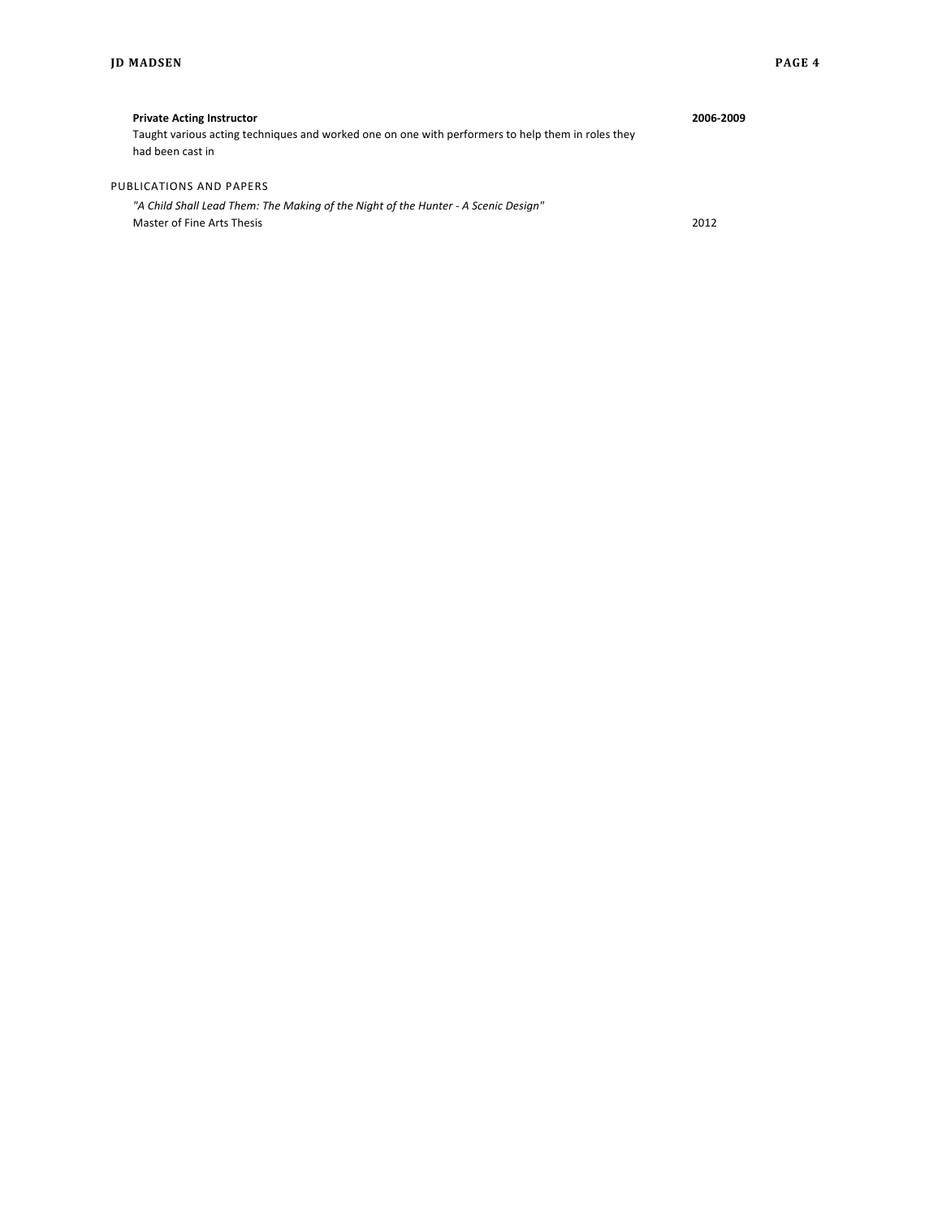**Private Acting Instructor** **2006-2009**

Taught various acting techniques and worked one on one with performers to help them in roles they had been cast in

## PUBLICATIONS AND PAPERS

*"A Child Shall Lead Them: The Making of the Night of the Hunter - A Scenic Design"*
Master of Fine Arts Thesis 2012